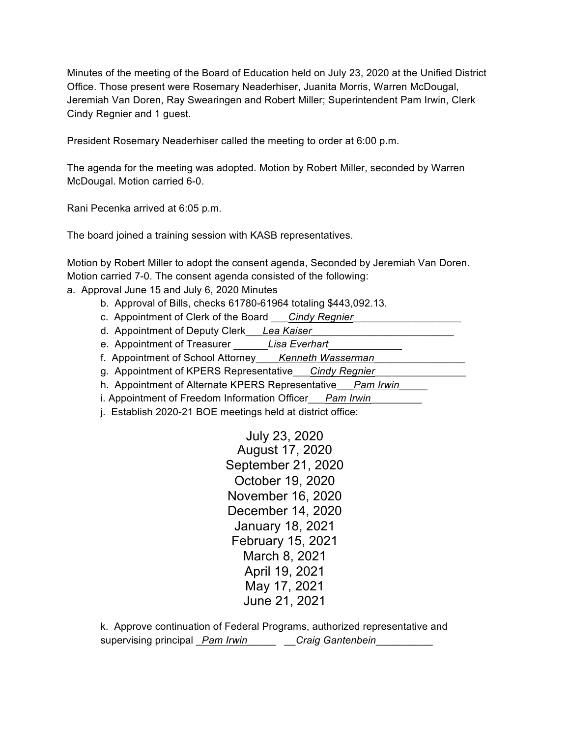Minutes of the meeting of the Board of Education held on July 23, 2020 at the Unified District Office. Those present were Rosemary Neaderhiser, Juanita Morris, Warren McDougal, Jeremiah Van Doren, Ray Swearingen and Robert Miller; Superintendent Pam Irwin, Clerk Cindy Regnier and 1 guest.

President Rosemary Neaderhiser called the meeting to order at 6:00 p.m.

The agenda for the meeting was adopted. Motion by Robert Miller, seconded by Warren McDougal. Motion carried 6-0.

Rani Pecenka arrived at 6:05 p.m.

The board joined a training session with KASB representatives.

Motion by Robert Miller to adopt the consent agenda, Seconded by Jeremiah Van Doren. Motion carried 7-0. The consent agenda consisted of the following:

a. Approval June 15 and July 6, 2020 Minutes
b. Approval of Bills, checks 61780-61964 totaling $443,092.13.
c. Appointment of Clerk of the Board ___*Cindy Regnier*___________________
d. Appointment of Deputy Clerk___*Lea Kaiser*__________________________
e. Appointment of Treasurer ______*Lisa Everhart*_____________
f. Appointment of School Attorney____*Kenneth Wasserman*________________
g. Appointment of KPERS Representative___*Cindy Regnier*________________
h. Appointment of Alternate KPERS Representative___*Pam Irwin*_____
i. Appointment of Freedom Information Officer___*Pam Irwin*_________
j. Establish 2020-21 BOE meetings held at district office:

July 23, 2020
August 17, 2020
September 21, 2020
October 19, 2020
November 16, 2020
December 14, 2020
January 18, 2021
February 15, 2021
March 8, 2021
April 19, 2021
May 17, 2021
June 21, 2021

k. Approve continuation of Federal Programs, authorized representative and supervising principal _*Pam Irwin*_____ __*Craig Gantenbein*__________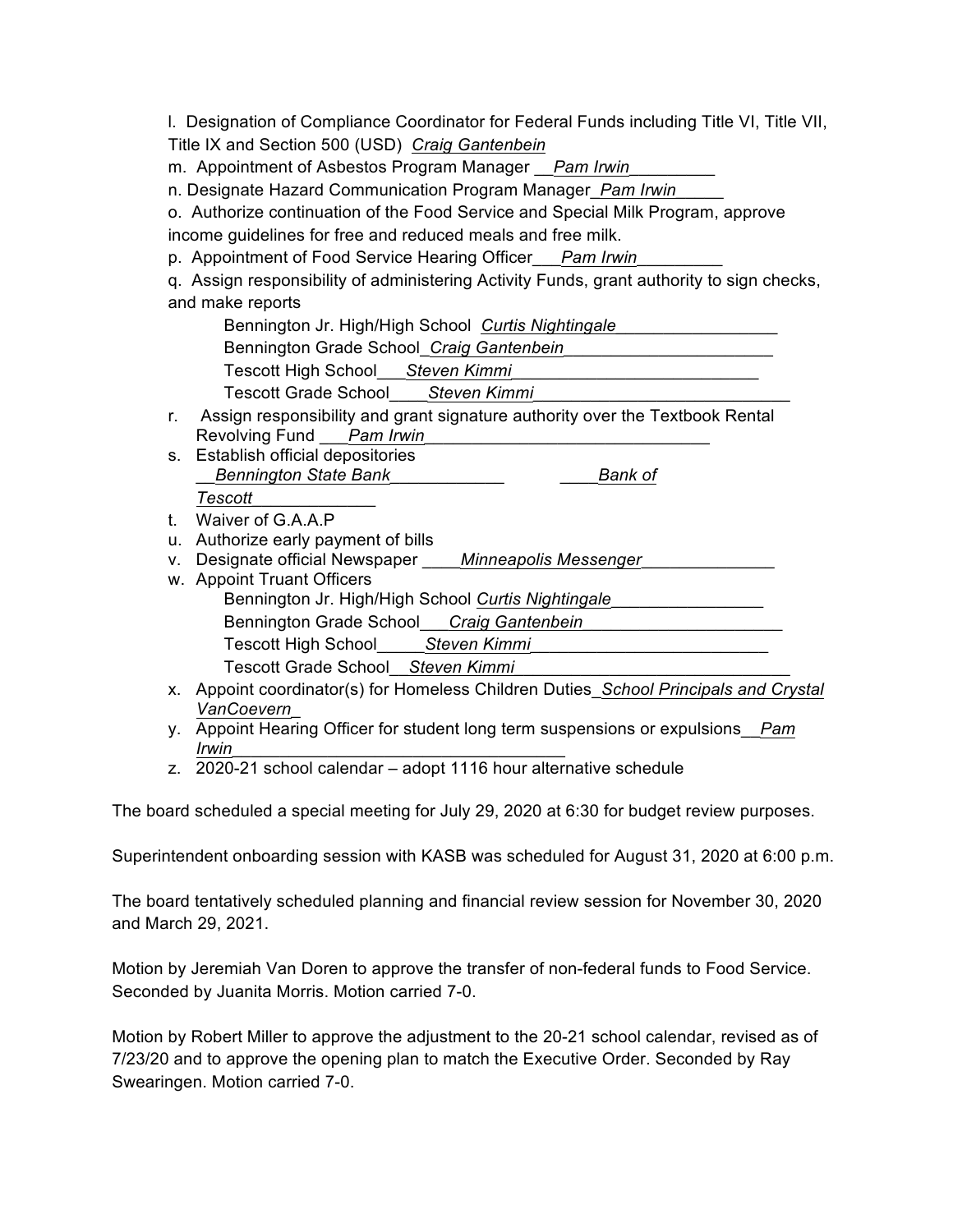l. Designation of Compliance Coordinator for Federal Funds including Title VI, Title VII, Title IX and Section 500 (USD) *Craig Gantenbein*

m. Appointment of Asbestos Program Manager __*Pam Irwin*_________

n. Designate Hazard Communication Program Manager_*Pam Irwin*_____

o. Authorize continuation of the Food Service and Special Milk Program, approve income guidelines for free and reduced meals and free milk.

p. Appointment of Food Service Hearing Officer___*Pam Irwin*_________

q. Assign responsibility of administering Activity Funds, grant authority to sign checks, and make reports

- Bennington Jr. High/High School *Curtis Nightingale*_________________
- Bennington Grade School_*Craig Gantenbein*______________________
- Tescott High School___*Steven Kimmi*__________________________
- Tescott Grade School____*Steven Kimmi*___________________________

r. Assign responsibility and grant signature authority over the Textbook Rental Revolving Fund ___*Pam Irwin*_______________________________

s. Establish official depositories
__*Bennington State Bank*____________ ____*Bank of Tescott*_____________

t. Waiver of G.A.A.P

u. Authorize early payment of bills

v. Designate official Newspaper ____*Minneapolis Messenger*______________

w. Appoint Truant Officers

- Bennington Jr. High/High School *Curtis Nightingale*________________
- Bennington Grade School___*Craig Gantenbein*_____________________
- Tescott High School_____*Steven Kimmi*__________________________
- Tescott Grade School__*Steven Kimmi*____________________________

x. Appoint coordinator(s) for Homeless Children Duties_*School Principals and Crystal VanCoevern*_

y. Appoint Hearing Officer for student long term suspensions or expulsions__*Pam Irwin*___________________________________

z. 2020-21 school calendar – adopt 1116 hour alternative schedule

The board scheduled a special meeting for July 29, 2020 at 6:30 for budget review purposes.

Superintendent onboarding session with KASB was scheduled for August 31, 2020 at 6:00 p.m.

The board tentatively scheduled planning and financial review session for November 30, 2020 and March 29, 2021.

Motion by Jeremiah Van Doren to approve the transfer of non-federal funds to Food Service. Seconded by Juanita Morris. Motion carried 7-0.

Motion by Robert Miller to approve the adjustment to the 20-21 school calendar, revised as of 7/23/20 and to approve the opening plan to match the Executive Order. Seconded by Ray Swearingen. Motion carried 7-0.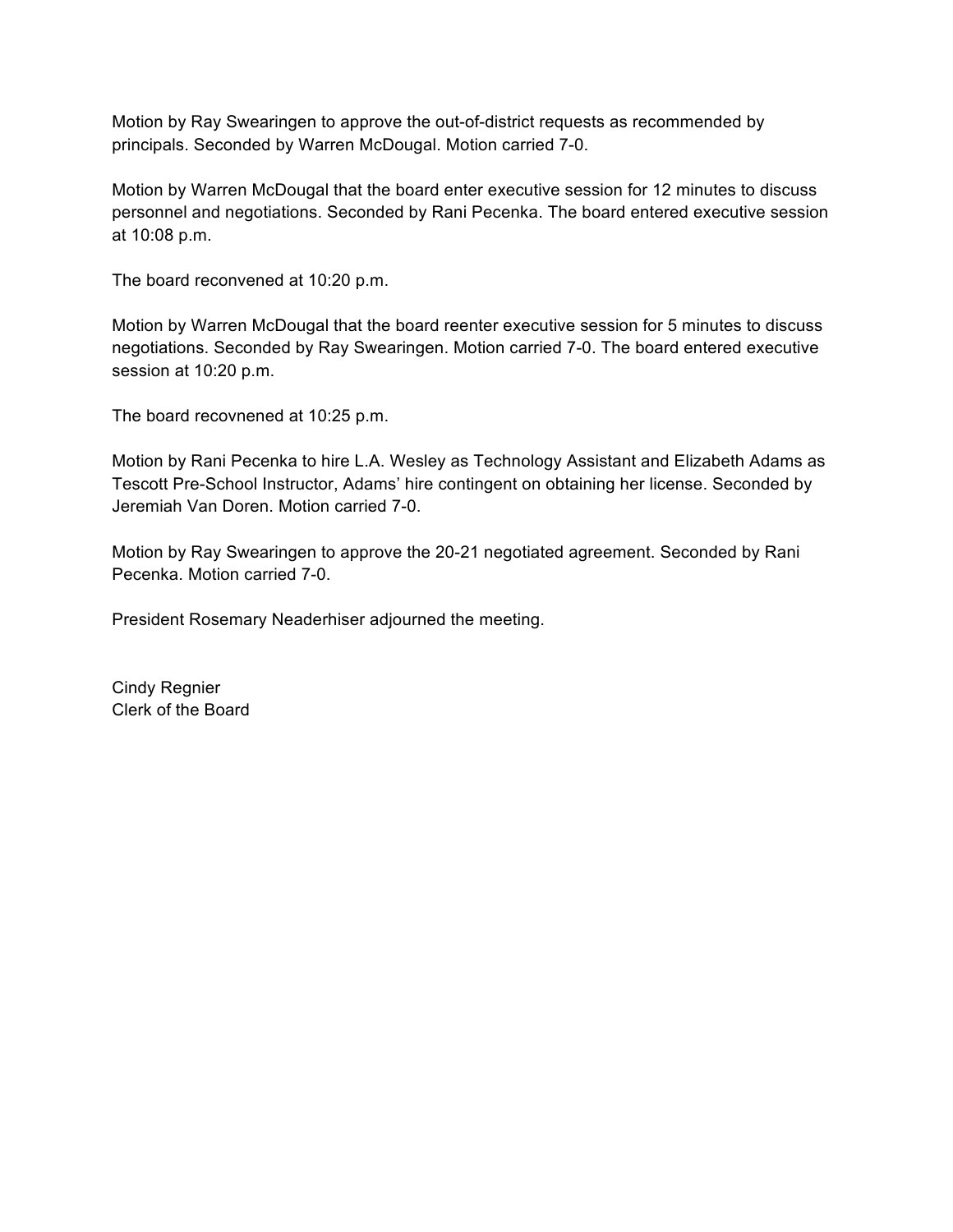Motion by Ray Swearingen to approve the out-of-district requests as recommended by principals. Seconded by Warren McDougal. Motion carried 7-0.

Motion by Warren McDougal that the board enter executive session for 12 minutes to discuss personnel and negotiations. Seconded by Rani Pecenka. The board entered executive session at 10:08 p.m.

The board reconvened at 10:20 p.m.

Motion by Warren McDougal that the board reenter executive session for 5 minutes to discuss negotiations. Seconded by Ray Swearingen. Motion carried 7-0. The board entered executive session at 10:20 p.m.

The board recovnened at 10:25 p.m.

Motion by Rani Pecenka to hire L.A. Wesley as Technology Assistant and Elizabeth Adams as Tescott Pre-School Instructor, Adams' hire contingent on obtaining her license. Seconded by Jeremiah Van Doren. Motion carried 7-0.

Motion by Ray Swearingen to approve the 20-21 negotiated agreement. Seconded by Rani Pecenka. Motion carried 7-0.

President Rosemary Neaderhiser adjourned the meeting.

Cindy Regnier  
Clerk of the Board